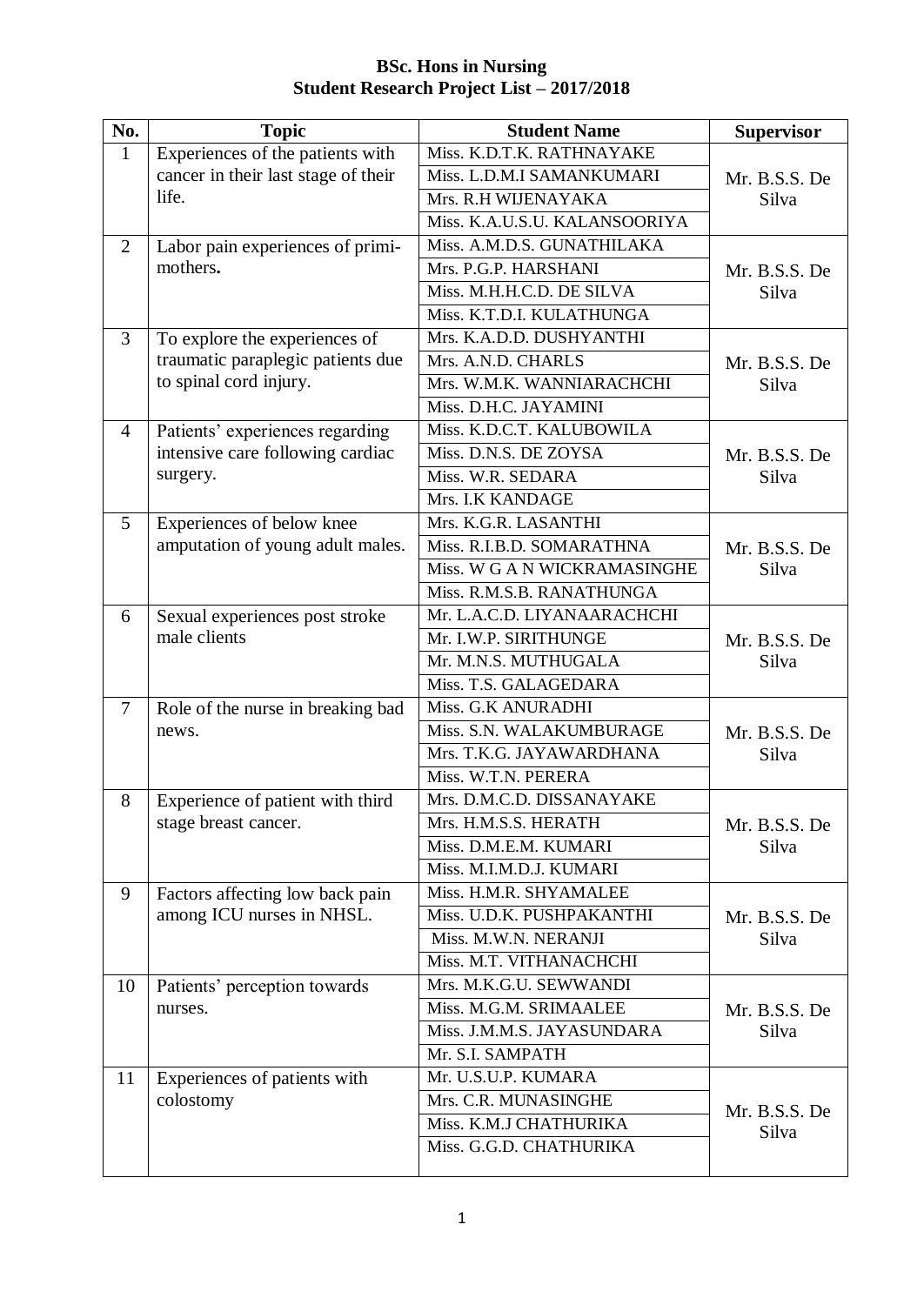**BSc. Hons in Nursing**
**Student Research Project List – 2017/2018**

| No. | Topic | Student Name | Supervisor |
|---|---|---|---|
| 1 | Experiences of the patients with cancer in their last stage of their life. | Miss. K.D.T.K. RATHNAYAKE | Mr. B.S.S. De Silva |
| | | Miss. L.D.M.I SAMANKUMARI | |
| | | Mrs. R.H WIJENAYAKA | |
| | | Miss. K.A.U.S.U. KALANSOORIYA | |
| 2 | Labor pain experiences of primi-mothers. | Miss. A.M.D.S. GUNATHILAKA | Mr. B.S.S. De Silva |
| | | Mrs. P.G.P. HARSHANI | |
| | | Miss. M.H.H.C.D. DE SILVA | |
| | | Miss. K.T.D.I. KULATHUNGA | |
| 3 | To explore the experiences of traumatic paraplegic patients due to spinal cord injury. | Mrs. K.A.D.D. DUSHYANTHI | Mr. B.S.S. De Silva |
| | | Mrs. A.N.D. CHARLS | |
| | | Mrs. W.M.K. WANNIARACHCHI | |
| | | Miss. D.H.C. JAYAMINI | |
| 4 | Patients' experiences regarding intensive care following cardiac surgery. | Miss. K.D.C.T. KALUBOWILA | Mr. B.S.S. De Silva |
| | | Miss. D.N.S. DE ZOYSA | |
| | | Miss. W.R. SEDARA | |
| | | Mrs. I.K KANDAGE | |
| 5 | Experiences of below knee amputation of young adult males. | Mrs. K.G.R. LASANTHI | Mr. B.S.S. De Silva |
| | | Miss. R.I.B.D. SOMARATHNA | |
| | | Miss. W G A N WICKRAMASINGHE | |
| | | Miss. R.M.S.B. RANATHUNGA | |
| 6 | Sexual experiences post stroke male clients | Mr. L.A.C.D. LIYANAARACHCHI | Mr. B.S.S. De Silva |
| | | Mr. I.W.P. SIRITHUNGE | |
| | | Mr. M.N.S. MUTHUGALA | |
| | | Miss. T.S. GALAGEDARA | |
| 7 | Role of the nurse in breaking bad news. | Miss. G.K ANURADHI | Mr. B.S.S. De Silva |
| | | Miss. S.N. WALAKUMBURAGE | |
| | | Mrs. T.K.G. JAYAWARDHANA | |
| | | Miss. W.T.N. PERERA | |
| 8 | Experience of patient with third stage breast cancer. | Mrs. D.M.C.D. DISSANAYAKE | Mr. B.S.S. De Silva |
| | | Mrs. H.M.S.S. HERATH | |
| | | Miss. D.M.E.M. KUMARI | |
| | | Miss. M.I.M.D.J. KUMARI | |
| 9 | Factors affecting low back pain among ICU nurses in NHSL. | Miss. H.M.R. SHYAMALEE | Mr. B.S.S. De Silva |
| | | Miss. U.D.K. PUSHPAKANTHI | |
| | | Miss. M.W.N. NERANJI | |
| | | Miss. M.T. VITHANACHCHI | |
| 10 | Patients' perception towards nurses. | Mrs. M.K.G.U. SEWWANDI | Mr. B.S.S. De Silva |
| | | Miss. M.G.M. SRIMAALEE | |
| | | Miss. J.M.M.S. JAYASUNDARA | |
| | | Mr. S.I. SAMPATH | |
| 11 | Experiences of patients with colostomy | Mr. U.S.U.P. KUMARA | Mr. B.S.S. De Silva |
| | | Mrs. C.R. MUNASINGHE | |
| | | Miss. K.M.J CHATHURIKA | |
| | | Miss. G.G.D. CHATHURIKA | |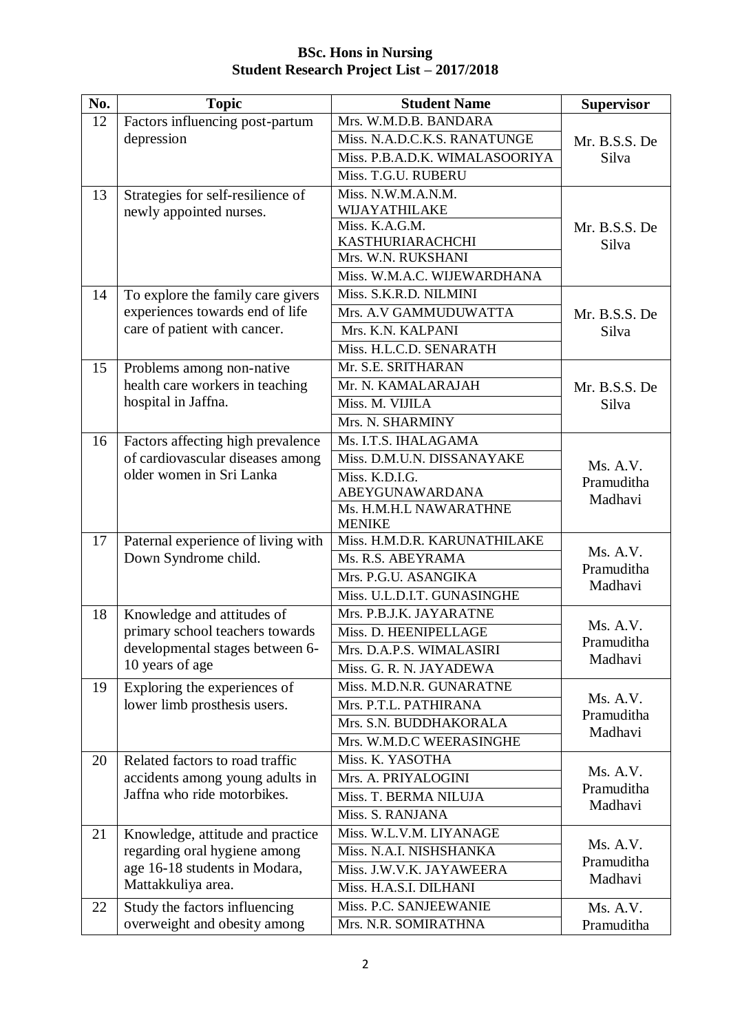**BSc. Hons in Nursing**
**Student Research Project List – 2017/2018**

| No. | Topic | Student Name | Supervisor |
|---|---|---|---|
| 12 | Factors influencing post-partum depression | Mrs. W.M.D.B. BANDARA | Mr. B.S.S. De Silva |
| | | Miss. N.A.D.C.K.S. RANATUNGE | |
| | | Miss. P.B.A.D.K. WIMALASOORIYA | |
| | | Miss. T.G.U. RUBERU | |
| 13 | Strategies for self-resilience of newly appointed nurses. | Miss. N.W.M.A.N.M. WIJAYATHILAKE | Mr. B.S.S. De Silva |
| | | Miss. K.A.G.M. KASTHURIARACHCHI | |
| | | Mrs. W.N. RUKSHANI | |
| | | Miss. W.M.A.C. WIJEWARDHANA | |
| 14 | To explore the family care givers experiences towards end of life care of patient with cancer. | Miss. S.K.R.D. NILMINI | Mr. B.S.S. De Silva |
| | | Mrs. A.V GAMMUDUWATTA | |
| | | Mrs. K.N. KALPANI | |
| | | Miss. H.L.C.D. SENARATH | |
| 15 | Problems among non-native health care workers in teaching hospital in Jaffna. | Mr. S.E. SRITHARAN | Mr. B.S.S. De Silva |
| | | Mr. N. KAMALARAJAH | |
| | | Miss. M. VIJILA | |
| | | Mrs. N. SHARMINY | |
| 16 | Factors affecting high prevalence of cardiovascular diseases among older women in Sri Lanka | Ms. I.T.S. IHALAGAMA | Ms. A.V. Pramuditha Madhavi |
| | | Miss. D.M.U.N. DISSANAYAKE | |
| | | Miss. K.D.I.G. ABEYGUNAWARDANA | |
| | | Ms. H.M.H.L NAWARATHNE MENIKE | |
| 17 | Paternal experience of living with Down Syndrome child. | Miss. H.M.D.R. KARUNATHILAKE | Ms. A.V. Pramuditha Madhavi |
| | | Ms. R.S. ABEYRAMA | |
| | | Mrs. P.G.U. ASANGIKA | |
| | | Miss. U.L.D.I.T. GUNASINGHE | |
| 18 | Knowledge and attitudes of primary school teachers towards developmental stages between 6-10 years of age | Mrs. P.B.J.K. JAYARATNE | Ms. A.V. Pramuditha Madhavi |
| | | Miss. D. HEENIPELLAGE | |
| | | Mrs. D.A.P.S. WIMALASIRI | |
| | | Miss. G. R. N. JAYADEWA | |
| 19 | Exploring the experiences of lower limb prosthesis users. | Miss. M.D.N.R. GUNARATNE | Ms. A.V. Pramuditha Madhavi |
| | | Mrs. P.T.L. PATHIRANA | |
| | | Mrs. S.N. BUDDHAKORALA | |
| | | Mrs. W.M.D.C WEERASINGHE | |
| 20 | Related factors to road traffic accidents among young adults in Jaffna who ride motorbikes. | Miss. K. YASOTHA | Ms. A.V. Pramuditha Madhavi |
| | | Mrs. A. PRIYALOGINI | |
| | | Miss. T. BERMA NILUJA | |
| | | Miss. S. RANJANA | |
| 21 | Knowledge, attitude and practice regarding oral hygiene among age 16-18 students in Modara, Mattakkuliya area. | Miss. W.L.V.M. LIYANAGE | Ms. A.V. Pramuditha Madhavi |
| | | Miss. N.A.I. NISHSHANKA | |
| | | Miss. J.W.V.K. JAYAWEERA | |
| | | Miss. H.A.S.I. DILHANI | |
| 22 | Study the factors influencing overweight and obesity among | Miss. P.C. SANJEEWANIE | Ms. A.V. Pramuditha |
| | | Mrs. N.R. SOMIRATHNA | |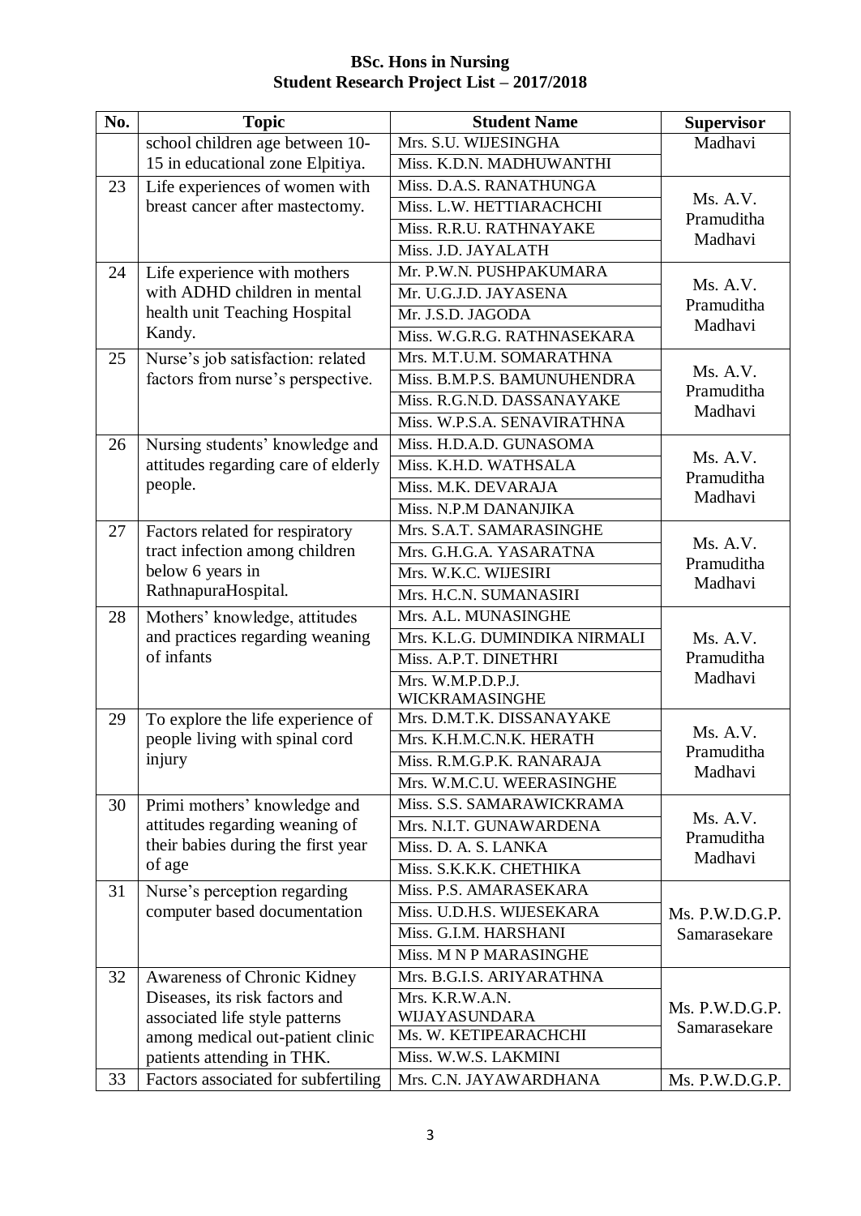**BSc. Hons in Nursing**
**Student Research Project List – 2017/2018**

| No. | Topic | Student Name | Supervisor |
|---|---|---|---|
| | school children age between 10-15 in educational zone Elpitiya. | Mrs. S.U. WIJESINGHA<br>Miss. K.D.N. MADHUWANTHI | Madhavi |
| 23 | Life experiences of women with breast cancer after mastectomy. | Miss. D.A.S. RANATHUNGA<br>Miss. L.W. HETTIARACHCHI<br>Miss. R.R.U. RATHNAYAKE<br>Miss. J.D. JAYALATH | Ms. A.V. Pramuditha Madhavi |
| 24 | Life experience with mothers with ADHD children in mental health unit Teaching Hospital Kandy. | Mr. P.W.N. PUSHPAKUMARA<br>Mr. U.G.J.D. JAYASENA<br>Mr. J.S.D. JAGODA<br>Miss. W.G.R.G. RATHNASEKARA | Ms. A.V. Pramuditha Madhavi |
| 25 | Nurse's job satisfaction: related factors from nurse's perspective. | Mrs. M.T.U.M. SOMARATHNA<br>Miss. B.M.P.S. BAMUNUHENDRA<br>Miss. R.G.N.D. DASSANAYAKE<br>Miss. W.P.S.A. SENAVIRATHNA | Ms. A.V. Pramuditha Madhavi |
| 26 | Nursing students' knowledge and attitudes regarding care of elderly people. | Miss. H.D.A.D. GUNASOMA<br>Miss. K.H.D. WATHSALA<br>Miss. M.K. DEVARAJA<br>Miss. N.P.M DANANJIKA | Ms. A.V. Pramuditha Madhavi |
| 27 | Factors related for respiratory tract infection among children below 6 years in RathnapuraHospital. | Mrs. S.A.T. SAMARASINGHE<br>Mrs. G.H.G.A. YASARATNA<br>Mrs. W.K.C. WIJESIRI<br>Mrs. H.C.N. SUMANASIRI | Ms. A.V. Pramuditha Madhavi |
| 28 | Mothers' knowledge, attitudes and practices regarding weaning of infants | Mrs. A.L. MUNASINGHE<br>Mrs. K.L.G. DUMINDIKA NIRMALI<br>Miss. A.P.T. DINETHRI<br>Mrs. W.M.P.D.P.J. WICKRAMASINGHE | Ms. A.V. Pramuditha Madhavi |
| 29 | To explore the life experience of people living with spinal cord injury | Mrs. D.M.T.K. DISSANAYAKE<br>Mrs. K.H.M.C.N.K. HERATH<br>Miss. R.M.G.P.K. RANARAJA<br>Mrs. W.M.C.U. WEERASINGHE | Ms. A.V. Pramuditha Madhavi |
| 30 | Primi mothers' knowledge and attitudes regarding weaning of their babies during the first year of age | Miss. S.S. SAMARAWICKRAMA<br>Mrs. N.I.T. GUNAWARDENA<br>Miss. D. A. S. LANKA<br>Miss. S.K.K.K. CHETHIKA | Ms. A.V. Pramuditha Madhavi |
| 31 | Nurse's perception regarding computer based documentation | Miss. P.S. AMARASEKARA<br>Miss. U.D.H.S. WIJESEKARA<br>Miss. G.I.M. HARSHANI<br>Miss. M N P MARASINGHE | Ms. P.W.D.G.P. Samarasekare |
| 32 | Awareness of Chronic Kidney Diseases, its risk factors and associated life style patterns among medical out-patient clinic patients attending in THK. | Mrs. B.G.I.S. ARIYARATHNA<br>Mrs. K.R.W.A.N. WIJAYASUNDARA<br>Ms. W. KETIPEARACHCHI<br>Miss. W.W.S. LAKMINI | Ms. P.W.D.G.P. Samarasekare |
| 33 | Factors associated for subfertiling | Mrs. C.N. JAYAWARDHANA | Ms. P.W.D.G.P. |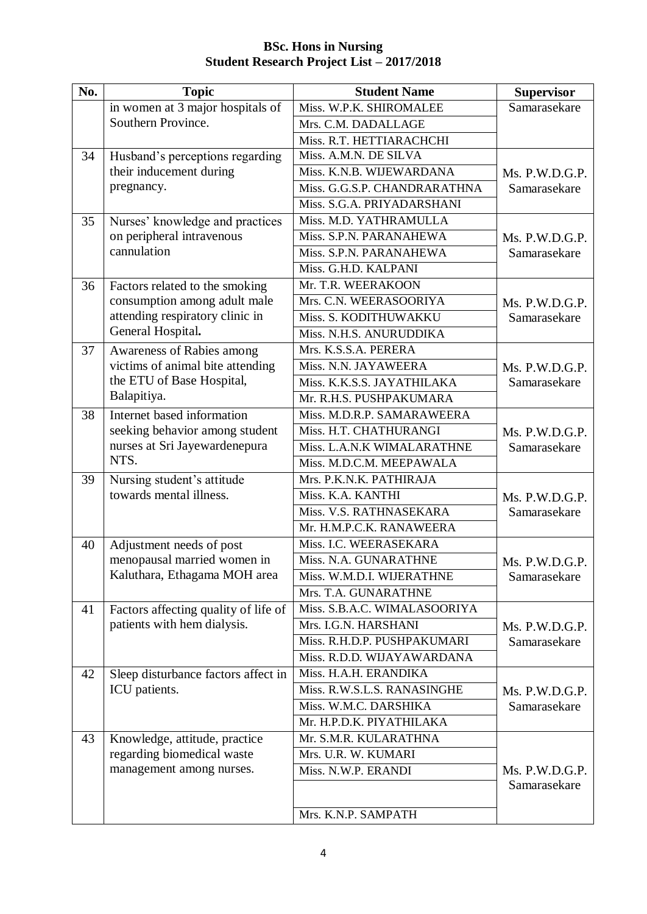**BSc. Hons in Nursing**
**Student Research Project List – 2017/2018**

| No. | Topic | Student Name | Supervisor |
|---|---|---|---|
| | in women at 3 major hospitals of Southern Province. | Miss. W.P.K. SHIROMALEE | Samarasekare |
| | | Mrs. C.M. DADALLAGE | |
| | | Miss. R.T. HETTIARACHCHI | |
| 34 | Husband's perceptions regarding their inducement during pregnancy. | Miss. A.M.N. DE SILVA | Ms. P.W.D.G.P. Samarasekare |
| | | Miss. K.N.B. WIJEWARDANA | |
| | | Miss. G.G.S.P. CHANDRARATHNA | |
| | | Miss. S.G.A. PRIYADARSHANI | |
| 35 | Nurses' knowledge and practices on peripheral intravenous cannulation | Miss. M.D. YATHRAMULLA | Ms. P.W.D.G.P. Samarasekare |
| | | Miss. S.P.N. PARANAHEWA | |
| | | Miss. S.P.N. PARANAHEWA | |
| | | Miss. G.H.D. KALPANI | |
| 36 | Factors related to the smoking consumption among adult male attending respiratory clinic in General Hospital**.** | Mr. T.R. WEERAKOON | Ms. P.W.D.G.P. Samarasekare |
| | | Mrs. C.N. WEERASOORIYA | |
| | | Miss. S. KODITHUWAKKU | |
| | | Miss. N.H.S. ANURUDDIKA | |
| 37 | Awareness of Rabies among victims of animal bite attending the ETU of Base Hospital, Balapitiya. | Mrs. K.S.S.A. PERERA | Ms. P.W.D.G.P. Samarasekare |
| | | Miss. N.N. JAYAWEERA | |
| | | Miss. K.K.S.S. JAYATHILAKA | |
| | | Mr. R.H.S. PUSHPAKUMARA | |
| 38 | Internet based information seeking behavior among student nurses at Sri Jayewardenepura NTS. | Miss. M.D.R.P. SAMARAWEERA | Ms. P.W.D.G.P. Samarasekare |
| | | Miss. H.T. CHATHURANGI | |
| | | Miss. L.A.N.K WIMALARATHNE | |
| | | Miss. M.D.C.M. MEEPAWALA | |
| 39 | Nursing student's attitude towards mental illness. | Mrs. P.K.N.K. PATHIRAJA | Ms. P.W.D.G.P. Samarasekare |
| | | Miss. K.A. KANTHI | |
| | | Miss. V.S. RATHNASEKARA | |
| | | Mr. H.M.P.C.K. RANAWEERA | |
| 40 | Adjustment needs of post menopausal married women in Kaluthara, Ethagama MOH area | Miss. I.C. WEERASEKARA | Ms. P.W.D.G.P. Samarasekare |
| | | Miss. N.A. GUNARATHNE | |
| | | Miss. W.M.D.I. WIJERATHNE | |
| | | Mrs. T.A. GUNARATHNE | |
| 41 | Factors affecting quality of life of patients with hem dialysis. | Miss. S.B.A.C. WIMALASOORIYA | Ms. P.W.D.G.P. Samarasekare |
| | | Mrs. I.G.N. HARSHANI | |
| | | Miss. R.H.D.P. PUSHPAKUMARI | |
| | | Miss. R.D.D. WIJAYAWARDANA | |
| 42 | Sleep disturbance factors affect in ICU patients. | Miss. H.A.H. ERANDIKA | Ms. P.W.D.G.P. Samarasekare |
| | | Miss. R.W.S.L.S. RANASINGHE | |
| | | Miss. W.M.C. DARSHIKA | |
| | | Mr. H.P.D.K. PIYATHILAKA | |
| 43 | Knowledge, attitude, practice regarding biomedical waste management among nurses. | Mr. S.M.R. KULARATHNA | Ms. P.W.D.G.P. Samarasekare |
| | | Mrs. U.R. W. KUMARI | |
| | | Miss. N.W.P. ERANDI | |
| | | | |
| | | Mrs. K.N.P. SAMPATH | |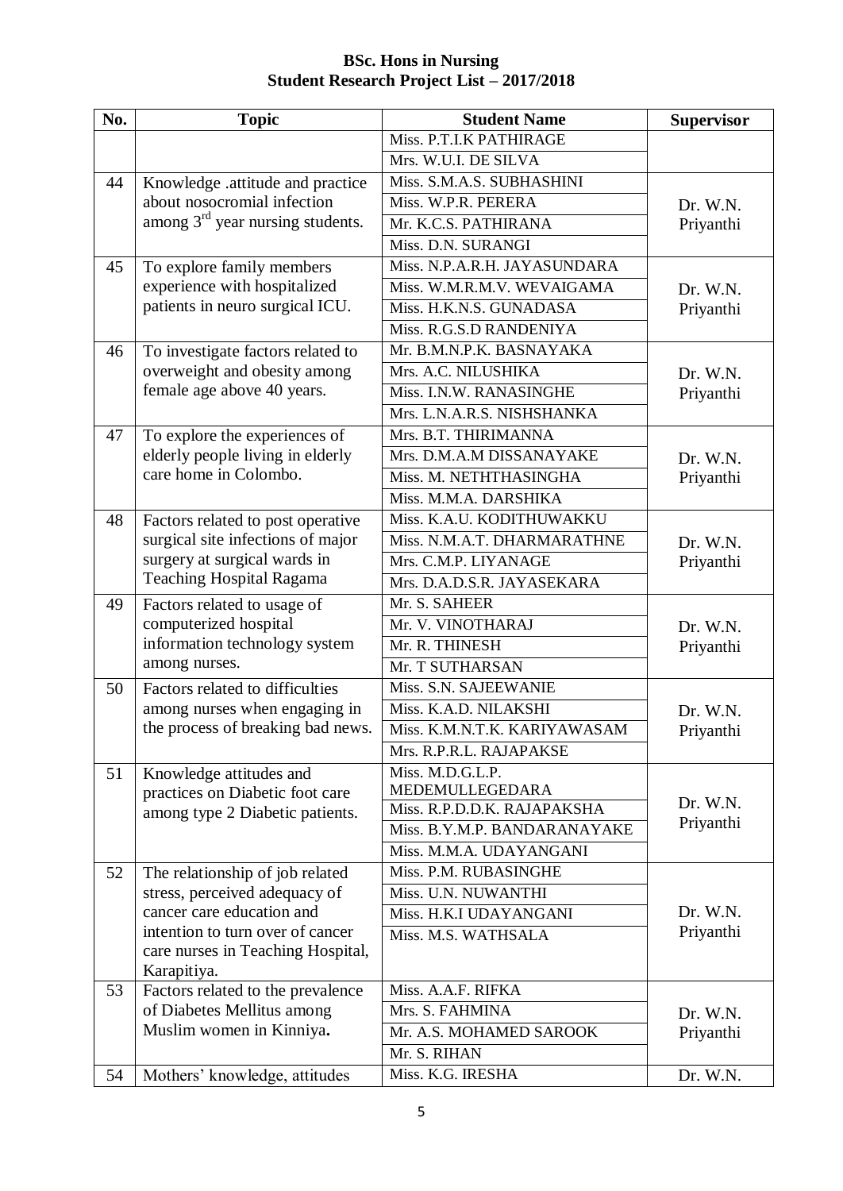**BSc. Hons in Nursing**
**Student Research Project List – 2017/2018**

| No. | Topic | Student Name | Supervisor |
|---|---|---|---|
| | | Miss. P.T.I.K PATHIRAGE<br>Mrs. W.U.I. DE SILVA | |
| 44 | Knowledge .attitude and practice about nosocromial infection among 3rd year nursing students. | Miss. S.M.A.S. SUBHASHINI<br>Miss. W.P.R. PERERA<br>Mr. K.C.S. PATHIRANA<br>Miss. D.N. SURANGI | Dr. W.N. Priyanthi |
| 45 | To explore family members experience with hospitalized patients in neuro surgical ICU. | Miss. N.P.A.R.H. JAYASUNDARA<br>Miss. W.M.R.M.V. WEVAIGAMA<br>Miss. H.K.N.S. GUNADASA<br>Miss. R.G.S.D RANDENIYA | Dr. W.N. Priyanthi |
| 46 | To investigate factors related to overweight and obesity among female age above 40 years. | Mr. B.M.N.P.K. BASNAYAKA<br>Mrs. A.C. NILUSHIKA<br>Miss. I.N.W. RANASINGHE<br>Mrs. L.N.A.R.S. NISHSHANKA | Dr. W.N. Priyanthi |
| 47 | To explore the experiences of elderly people living in elderly care home in Colombo. | Mrs. B.T. THIRIMANNA<br>Mrs. D.M.A.M DISSANAYAKE<br>Miss. M. NETHTHASINGHA<br>Miss. M.M.A. DARSHIKA | Dr. W.N. Priyanthi |
| 48 | Factors related to post operative surgical site infections of major surgery at surgical wards in Teaching Hospital Ragama | Miss. K.A.U. KODITHUWAKKU<br>Miss. N.M.A.T. DHARMARATHNE<br>Mrs. C.M.P. LIYANAGE<br>Mrs. D.A.D.S.R. JAYASEKARA | Dr. W.N. Priyanthi |
| 49 | Factors related to usage of computerized hospital information technology system among nurses. | Mr. S. SAHEER<br>Mr. V. VINOTHARAJ<br>Mr. R. THINESH<br>Mr. T SUTHARSAN | Dr. W.N. Priyanthi |
| 50 | Factors related to difficulties among nurses when engaging in the process of breaking bad news. | Miss. S.N. SAJEEWANIE<br>Miss. K.A.D. NILAKSHI<br>Miss. K.M.N.T.K. KARIYAWASAM<br>Mrs. R.P.R.L. RAJAPAKSE | Dr. W.N. Priyanthi |
| 51 | Knowledge attitudes and practices on Diabetic foot care among type 2 Diabetic patients. | Miss. M.D.G.L.P. MEDEMULLEGEDARA<br>Miss. R.P.D.D.K. RAJAPAKSHA<br>Miss. B.Y.M.P. BANDARANAYAKE<br>Miss. M.M.A. UDAYANGANI | Dr. W.N. Priyanthi |
| 52 | The relationship of job related stress, perceived adequacy of cancer care education and intention to turn over of cancer care nurses in Teaching Hospital, Karapitiya. | Miss. P.M. RUBASINGHE<br>Miss. U.N. NUWANTHI<br>Miss. H.K.I UDAYANGANI<br>Miss. M.S. WATHSALA | Dr. W.N. Priyanthi |
| 53 | Factors related to the prevalence of Diabetes Mellitus among Muslim women in Kinniya**.** | Miss. A.A.F. RIFKA<br>Mrs. S. FAHMINA<br>Mr. A.S. MOHAMED SAROOK<br>Mr. S. RIHAN | Dr. W.N. Priyanthi |
| 54 | Mothers' knowledge, attitudes | Miss. K.G. IRESHA | Dr. W.N. |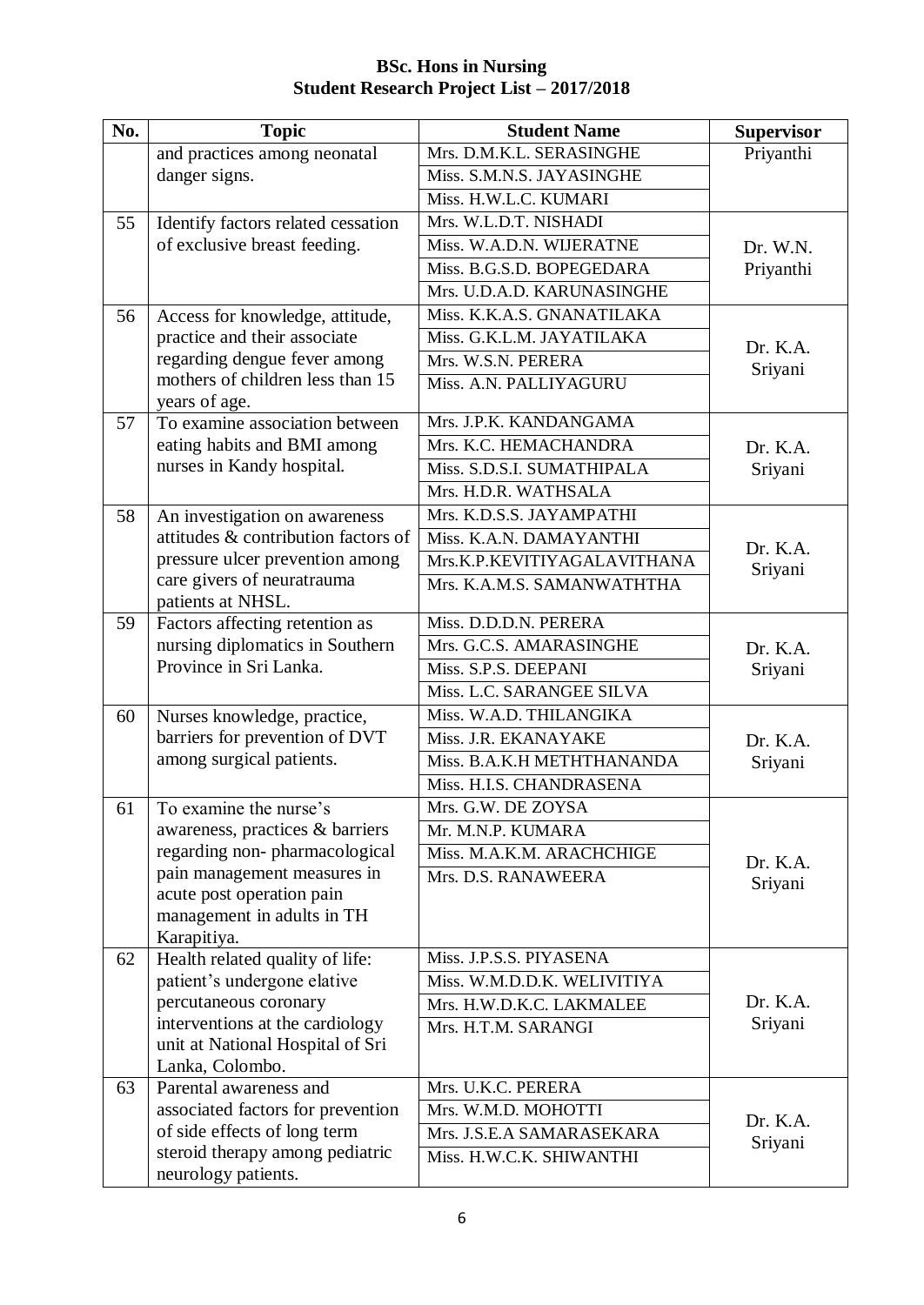**BSc. Hons in Nursing**
**Student Research Project List – 2017/2018**

| No. | Topic | Student Name | Supervisor |
|---|---|---|---|
| | and practices among neonatal danger signs. | Mrs. D.M.K.L. SERASINGHE<br>Miss. S.M.N.S. JAYASINGHE<br>Miss. H.W.L.C. KUMARI | Priyanthi |
| 55 | Identify factors related cessation of exclusive breast feeding. | Mrs. W.L.D.T. NISHADI<br>Miss. W.A.D.N. WIJERATNE<br>Miss. B.G.S.D. BOPEGEDARA<br>Mrs. U.D.A.D. KARUNASINGHE | Dr. W.N. Priyanthi |
| 56 | Access for knowledge, attitude, practice and their associate regarding dengue fever among mothers of children less than 15 years of age. | Miss. K.K.A.S. GNANATILAKA<br>Miss. G.K.L.M. JAYATILAKA<br>Mrs. W.S.N. PERERA<br>Miss. A.N. PALLIYAGURU | Dr. K.A. Sriyani |
| 57 | To examine association between eating habits and BMI among nurses in Kandy hospital. | Mrs. J.P.K. KANDANGAMA<br>Mrs. K.C. HEMACHANDRA<br>Miss. S.D.S.I. SUMATHIPALA<br>Mrs. H.D.R. WATHSALA | Dr. K.A. Sriyani |
| 58 | An investigation on awareness attitudes & contribution factors of pressure ulcer prevention among care givers of neuratrauma patients at NHSL. | Mrs. K.D.S.S. JAYAMPATHI<br>Miss. K.A.N. DAMAYANTHI<br>Mrs.K.P.KEVITIYAGALAVITHANA<br>Mrs. K.A.M.S. SAMANWATHTHA | Dr. K.A. Sriyani |
| 59 | Factors affecting retention as nursing diplomatics in Southern Province in Sri Lanka. | Miss. D.D.D.N. PERERA<br>Mrs. G.C.S. AMARASINGHE<br>Miss. S.P.S. DEEPANI<br>Miss. L.C. SARANGEE SILVA | Dr. K.A. Sriyani |
| 60 | Nurses knowledge, practice, barriers for prevention of DVT among surgical patients. | Miss. W.A.D. THILANGIKA<br>Miss. J.R. EKANAYAKE<br>Miss. B.A.K.H METHTHANANDA<br>Miss. H.I.S. CHANDRASENA | Dr. K.A. Sriyani |
| 61 | To examine the nurse's awareness, practices & barriers regarding non- pharmacological pain management measures in acute post operation pain management in adults in TH Karapitiya. | Mrs. G.W. DE ZOYSA<br>Mr. M.N.P. KUMARA<br>Miss. M.A.K.M. ARACHCHIGE<br>Mrs. D.S. RANAWEERA | Dr. K.A. Sriyani |
| 62 | Health related quality of life: patient's undergone elative percutaneous coronary interventions at the cardiology unit at National Hospital of Sri Lanka, Colombo. | Miss. J.P.S.S. PIYASENA<br>Miss. W.M.D.D.K. WELIVITIYA<br>Mrs. H.W.D.K.C. LAKMALEE<br>Mrs. H.T.M. SARANGI | Dr. K.A. Sriyani |
| 63 | Parental awareness and associated factors for prevention of side effects of long term steroid therapy among pediatric neurology patients. | Mrs. U.K.C. PERERA<br>Mrs. W.M.D. MOHOTTI<br>Mrs. J.S.E.A SAMARASEKARA<br>Miss. H.W.C.K. SHIWANTHI | Dr. K.A. Sriyani |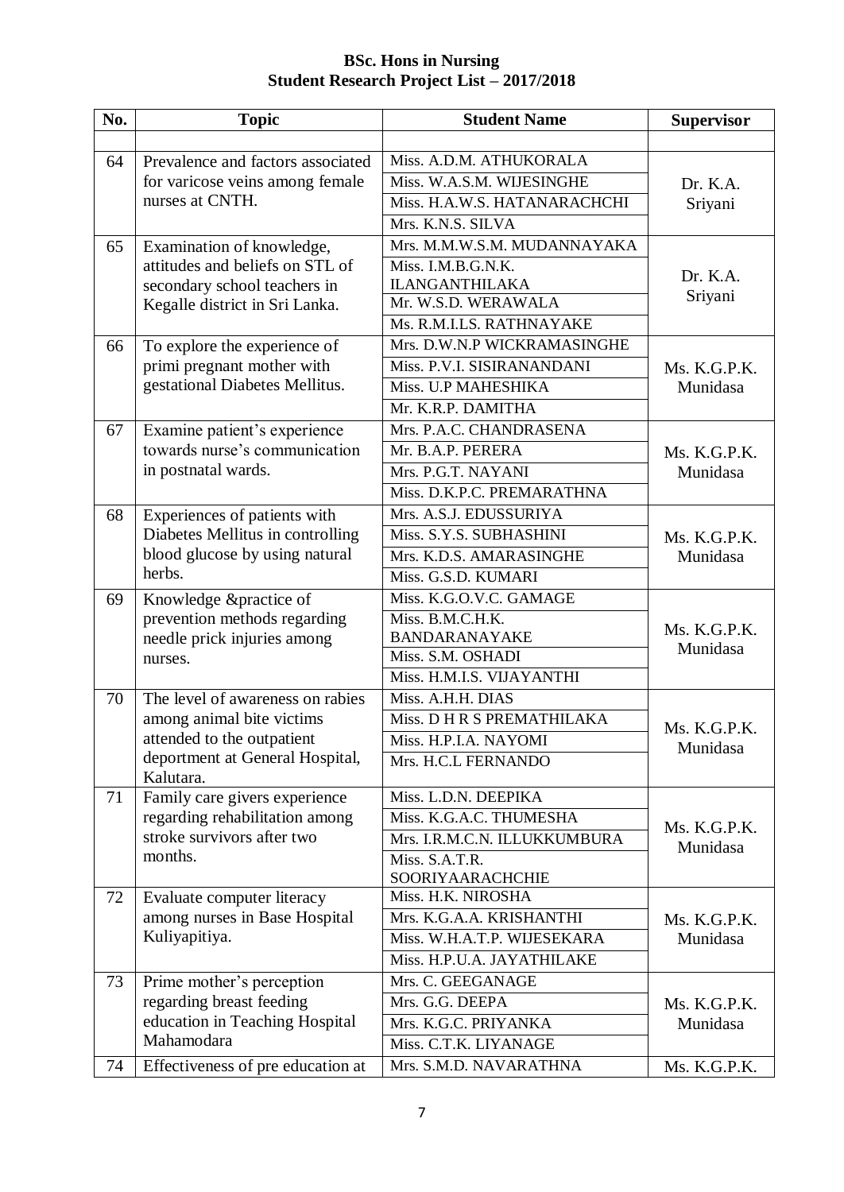**BSc. Hons in Nursing**
**Student Research Project List – 2017/2018**

| No. | Topic | Student Name | Supervisor |
|---|---|---|---|
| | | | |
| 64 | Prevalence and factors associated for varicose veins among female nurses at CNTH. | Miss. A.D.M. ATHUKORALA | Dr. K.A. Sriyani |
| | | Miss. W.A.S.M. WIJESINGHE | |
| | | Miss. H.A.W.S. HATANARACHCHI | |
| | | Mrs. K.N.S. SILVA | |
| 65 | Examination of knowledge, attitudes and beliefs on STL of secondary school teachers in Kegalle district in Sri Lanka. | Mrs. M.M.W.S.M. MUDANNAYAKA | Dr. K.A. Sriyani |
| | | Miss. I.M.B.G.N.K. ILANGANTHILAKA | |
| | | Mr. W.S.D. WERAWALA | |
| | | Ms. R.M.I.LS. RATHNAYAKE | |
| 66 | To explore the experience of primi pregnant mother with gestational Diabetes Mellitus. | Mrs. D.W.N.P WICKRAMASINGHE | Ms. K.G.P.K. Munidasa |
| | | Miss. P.V.I. SISIRANANDANI | |
| | | Miss. U.P MAHESHIKA | |
| | | Mr. K.R.P. DAMITHA | |
| 67 | Examine patient's experience towards nurse's communication in postnatal wards. | Mrs. P.A.C. CHANDRASENA | Ms. K.G.P.K. Munidasa |
| | | Mr. B.A.P. PERERA | |
| | | Mrs. P.G.T. NAYANI | |
| | | Miss. D.K.P.C. PREMARATHNA | |
| 68 | Experiences of patients with Diabetes Mellitus in controlling blood glucose by using natural herbs. | Mrs. A.S.J. EDUSSURIYA | Ms. K.G.P.K. Munidasa |
| | | Miss. S.Y.S. SUBHASHINI | |
| | | Mrs. K.D.S. AMARASINGHE | |
| | | Miss. G.S.D. KUMARI | |
| 69 | Knowledge &practice of prevention methods regarding needle prick injuries among nurses. | Miss. K.G.O.V.C. GAMAGE | Ms. K.G.P.K. Munidasa |
| | | Miss. B.M.C.H.K. BANDARANAYAKE | |
| | | Miss. S.M. OSHADI | |
| | | Miss. H.M.I.S. VIJAYANTHI | |
| 70 | The level of awareness on rabies among animal bite victims attended to the outpatient deportment at General Hospital, Kalutara. | Miss. A.H.H. DIAS | Ms. K.G.P.K. Munidasa |
| | | Miss. D H R S PREMATHILAKA | |
| | | Miss. H.P.I.A. NAYOMI | |
| | | Mrs. H.C.L FERNANDO | |
| 71 | Family care givers experience regarding rehabilitation among stroke survivors after two months. | Miss. L.D.N. DEEPIKA | Ms. K.G.P.K. Munidasa |
| | | Miss. K.G.A.C. THUMESHA | |
| | | Mrs. I.R.M.C.N. ILLUKKUMBURA | |
| | | Miss. S.A.T.R. SOORIYAARACHCHIE | |
| 72 | Evaluate computer literacy among nurses in Base Hospital Kuliyapitiya. | Miss. H.K. NIROSHA | Ms. K.G.P.K. Munidasa |
| | | Mrs. K.G.A.A. KRISHANTHI | |
| | | Miss. W.H.A.T.P. WIJESEKARA | |
| | | Miss. H.P.U.A. JAYATHILAKE | |
| 73 | Prime mother's perception regarding breast feeding education in Teaching Hospital Mahamodara | Mrs. C. GEEGANAGE | Ms. K.G.P.K. Munidasa |
| | | Mrs. G.G. DEEPA | |
| | | Mrs. K.G.C. PRIYANKA | |
| | | Miss. C.T.K. LIYANAGE | |
| 74 | Effectiveness of pre education at | Mrs. S.M.D. NAVARATHNA | Ms. K.G.P.K. |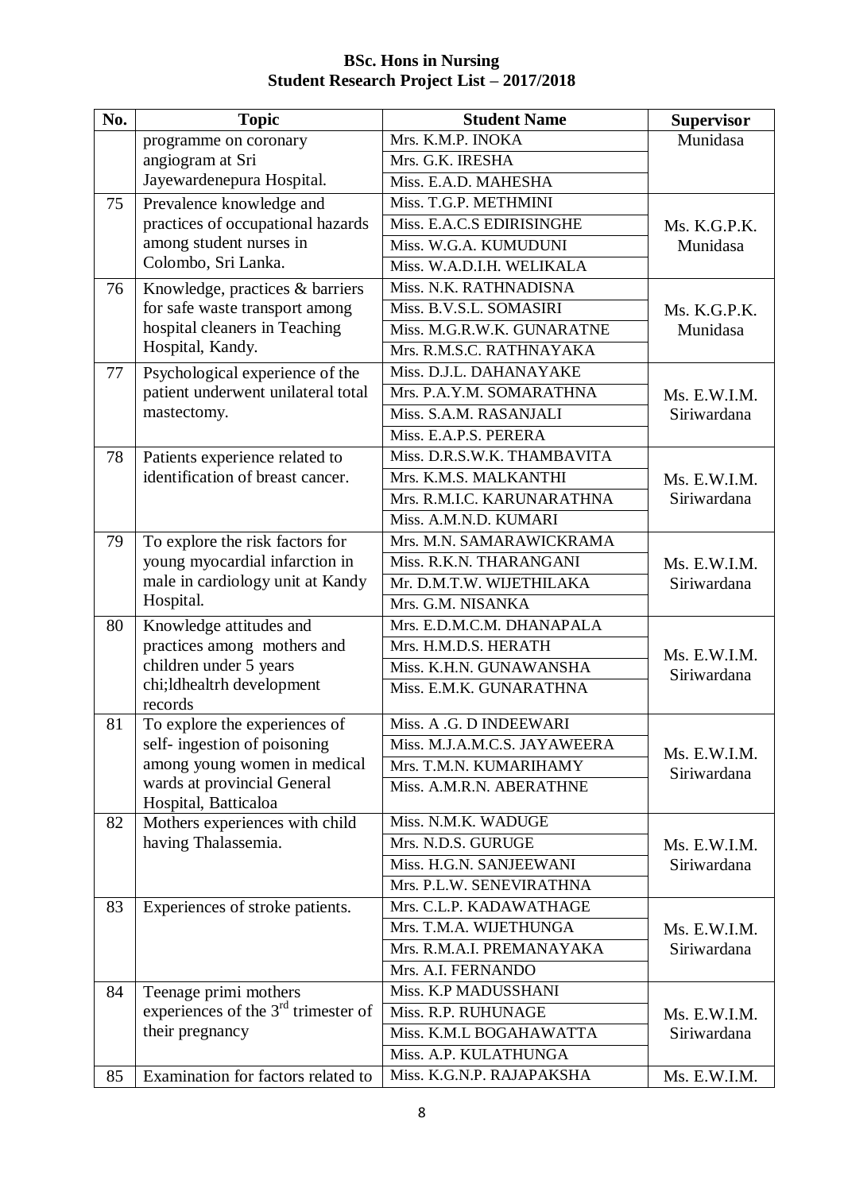**BSc. Hons in Nursing**
**Student Research Project List – 2017/2018**

| No. | Topic | Student Name | Supervisor |
|---|---|---|---|
| | programme on coronary angiogram at Sri Jayewardenepura Hospital. | Mrs. K.M.P. INOKA | Munidasa |
| | | Mrs. G.K. IRESHA | |
| | | Miss. E.A.D. MAHESHA | |
| 75 | Prevalence knowledge and practices of occupational hazards among student nurses in Colombo, Sri Lanka. | Miss. T.G.P. METHMINI | Ms. K.G.P.K. Munidasa |
| | | Miss. E.A.C.S EDIRISINGHE | |
| | | Miss. W.G.A. KUMUDUNI | |
| | | Miss. W.A.D.I.H. WELIKALA | |
| 76 | Knowledge, practices & barriers for safe waste transport among hospital cleaners in Teaching Hospital, Kandy. | Miss. N.K. RATHNADISNA | Ms. K.G.P.K. Munidasa |
| | | Miss. B.V.S.L. SOMASIRI | |
| | | Miss. M.G.R.W.K. GUNARATNE | |
| | | Mrs. R.M.S.C. RATHNAYAKA | |
| 77 | Psychological experience of the patient underwent unilateral total mastectomy. | Miss. D.J.L. DAHANAYAKE | Ms. E.W.I.M. Siriwardana |
| | | Mrs. P.A.Y.M. SOMARATHNA | |
| | | Miss. S.A.M. RASANJALI | |
| | | Miss. E.A.P.S. PERERA | |
| 78 | Patients experience related to identification of breast cancer. | Miss. D.R.S.W.K. THAMBAVITA | Ms. E.W.I.M. Siriwardana |
| | | Mrs. K.M.S. MALKANTHI | |
| | | Mrs. R.M.I.C. KARUNARATHNA | |
| | | Miss. A.M.N.D. KUMARI | |
| 79 | To explore the risk factors for young myocardial infarction in male in cardiology unit at Kandy Hospital. | Mrs. M.N. SAMARAWICKRAMA | Ms. E.W.I.M. Siriwardana |
| | | Miss. R.K.N. THARANGANI | |
| | | Mr. D.M.T.W. WIJETHILAKA | |
| | | Mrs. G.M. NISANKA | |
| 80 | Knowledge attitudes and practices among mothers and children under 5 years chi;ldhealtrh development records | Mrs. E.D.M.C.M. DHANAPALA | Ms. E.W.I.M. Siriwardana |
| | | Mrs. H.M.D.S. HERATH | |
| | | Miss. K.H.N. GUNAWANSHA | |
| | | Miss. E.M.K. GUNARATHNA | |
| 81 | To explore the experiences of self- ingestion of poisoning among young women in medical wards at provincial General Hospital, Batticaloa | Miss. A .G. D INDEEWARI | Ms. E.W.I.M. Siriwardana |
| | | Miss. M.J.A.M.C.S. JAYAWEERA | |
| | | Mrs. T.M.N. KUMARIHAMY | |
| | | Miss. A.M.R.N. ABERATHNE | |
| 82 | Mothers experiences with child having Thalassemia. | Miss. N.M.K. WADUGE | Ms. E.W.I.M. Siriwardana |
| | | Mrs. N.D.S. GURUGE | |
| | | Miss. H.G.N. SANJEEWANI | |
| | | Mrs. P.L.W. SENEVIRATHNA | |
| 83 | Experiences of stroke patients. | Mrs. C.L.P. KADAWATHAGE | Ms. E.W.I.M. Siriwardana |
| | | Mrs. T.M.A. WIJETHUNGA | |
| | | Mrs. R.M.A.I. PREMANAYAKA | |
| | | Mrs. A.I. FERNANDO | |
| 84 | Teenage primi mothers experiences of the 3rd trimester of their pregnancy | Miss. K.P MADUSSHANI | Ms. E.W.I.M. Siriwardana |
| | | Miss. R.P. RUHUNAGE | |
| | | Miss. K.M.L BOGAHAWATTA | |
| | | Miss. A.P. KULATHUNGA | |
| 85 | Examination for factors related to | Miss. K.G.N.P. RAJAPAKSHA | Ms. E.W.I.M. |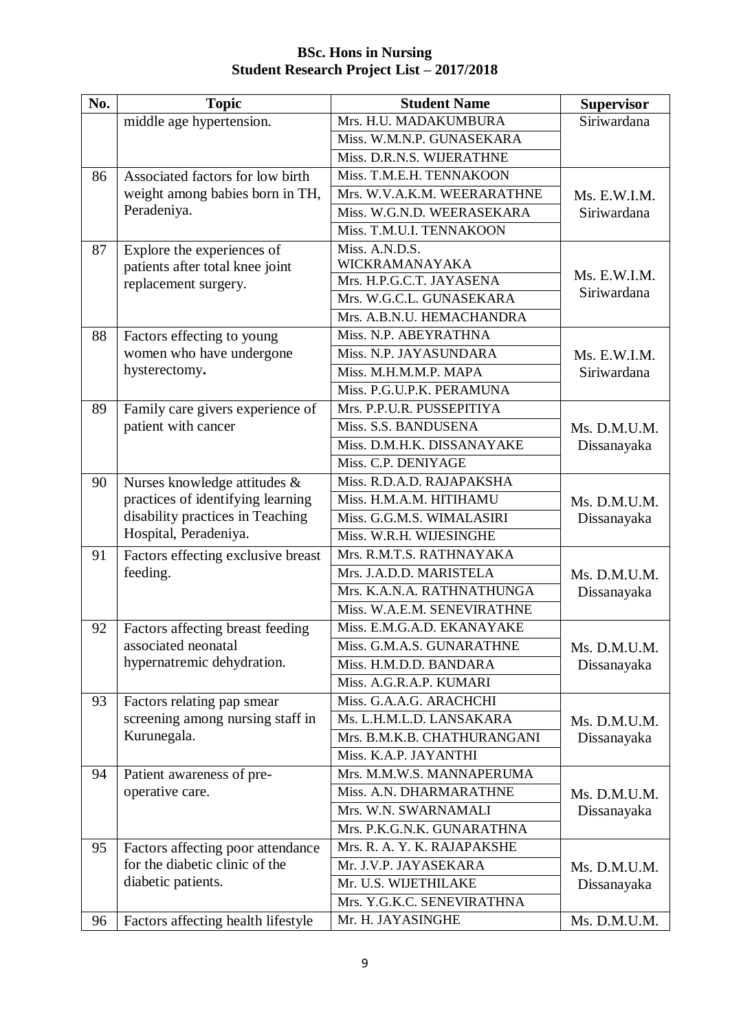**BSc. Hons in Nursing**
**Student Research Project List – 2017/2018**

| No. | Topic | Student Name | Supervisor |
|---|---|---|---|
| | middle age hypertension. | Mrs. H.U. MADAKUMBURA | Siriwardana |
| | | Miss. W.M.N.P. GUNASEKARA | |
| | | Miss. D.R.N.S. WIJERATHNE | |
| 86 | Associated factors for low birth weight among babies born in TH, Peradeniya. | Miss. T.M.E.H. TENNAKOON | Ms. E.W.I.M. Siriwardana |
| | | Mrs. W.V.A.K.M. WEERARATHNE | |
| | | Miss. W.G.N.D. WEERASEKARA | |
| | | Miss. T.M.U.I. TENNAKOON | |
| 87 | Explore the experiences of patients after total knee joint replacement surgery. | Miss. A.N.D.S. WICKRAMANAYAKA | Ms. E.W.I.M. Siriwardana |
| | | Mrs. H.P.G.C.T. JAYASENA | |
| | | Mrs. W.G.C.L. GUNASEKARA | |
| | | Mrs. A.B.N.U. HEMACHANDRA | |
| 88 | Factors effecting to young women who have undergone hysterectomy**.** | Miss. N.P. ABEYRATHNA | Ms. E.W.I.M. Siriwardana |
| | | Miss. N.P. JAYASUNDARA | |
| | | Miss. M.H.M.M.P. MAPA | |
| | | Miss. P.G.U.P.K. PERAMUNA | |
| 89 | Family care givers experience of patient with cancer | Mrs. P.P.U.R. PUSSEPITIYA | Ms. D.M.U.M. Dissanayaka |
| | | Miss. S.S. BANDUSENA | |
| | | Miss. D.M.H.K. DISSANAYAKE | |
| | | Miss. C.P. DENIYAGE | |
| 90 | Nurses knowledge attitudes & practices of identifying learning disability practices in Teaching Hospital, Peradeniya. | Miss. R.D.A.D. RAJAPAKSHA | Ms. D.M.U.M. Dissanayaka |
| | | Miss. H.M.A.M. HITIHAMU | |
| | | Miss. G.G.M.S. WIMALASIRI | |
| | | Miss. W.R.H. WIJESINGHE | |
| 91 | Factors effecting exclusive breast feeding. | Mrs. R.M.T.S. RATHNAYAKA | Ms. D.M.U.M. Dissanayaka |
| | | Mrs. J.A.D.D. MARISTELA | |
| | | Mrs. K.A.N.A. RATHNATHUNGA | |
| | | Miss. W.A.E.M. SENEVIRATHNE | |
| 92 | Factors affecting breast feeding associated neonatal hypernatremic dehydration. | Miss. E.M.G.A.D. EKANAYAKE | Ms. D.M.U.M. Dissanayaka |
| | | Miss. G.M.A.S. GUNARATHNE | |
| | | Miss. H.M.D.D. BANDARA | |
| | | Miss. A.G.R.A.P. KUMARI | |
| 93 | Factors relating pap smear screening among nursing staff in Kurunegala. | Miss. G.A.A.G. ARACHCHI | Ms. D.M.U.M. Dissanayaka |
| | | Ms. L.H.M.L.D. LANSAKARA | |
| | | Mrs. B.M.K.B. CHATHURANGANI | |
| | | Miss. K.A.P. JAYANTHI | |
| 94 | Patient awareness of pre-operative care. | Mrs. M.M.W.S. MANNAPERUMA | Ms. D.M.U.M. Dissanayaka |
| | | Miss. A.N. DHARMARATHNE | |
| | | Mrs. W.N. SWARNAMALI | |
| | | Mrs. P.K.G.N.K. GUNARATHNA | |
| 95 | Factors affecting poor attendance for the diabetic clinic of the diabetic patients. | Mrs. R. A. Y. K. RAJAPAKSHE | Ms. D.M.U.M. Dissanayaka |
| | | Mr. J.V.P. JAYASEKARA | |
| | | Mr. U.S. WIJETHILAKE | |
| | | Mrs. Y.G.K.C. SENEVIRATHNA | |
| 96 | Factors affecting health lifestyle | Mr. H. JAYASINGHE | Ms. D.M.U.M. |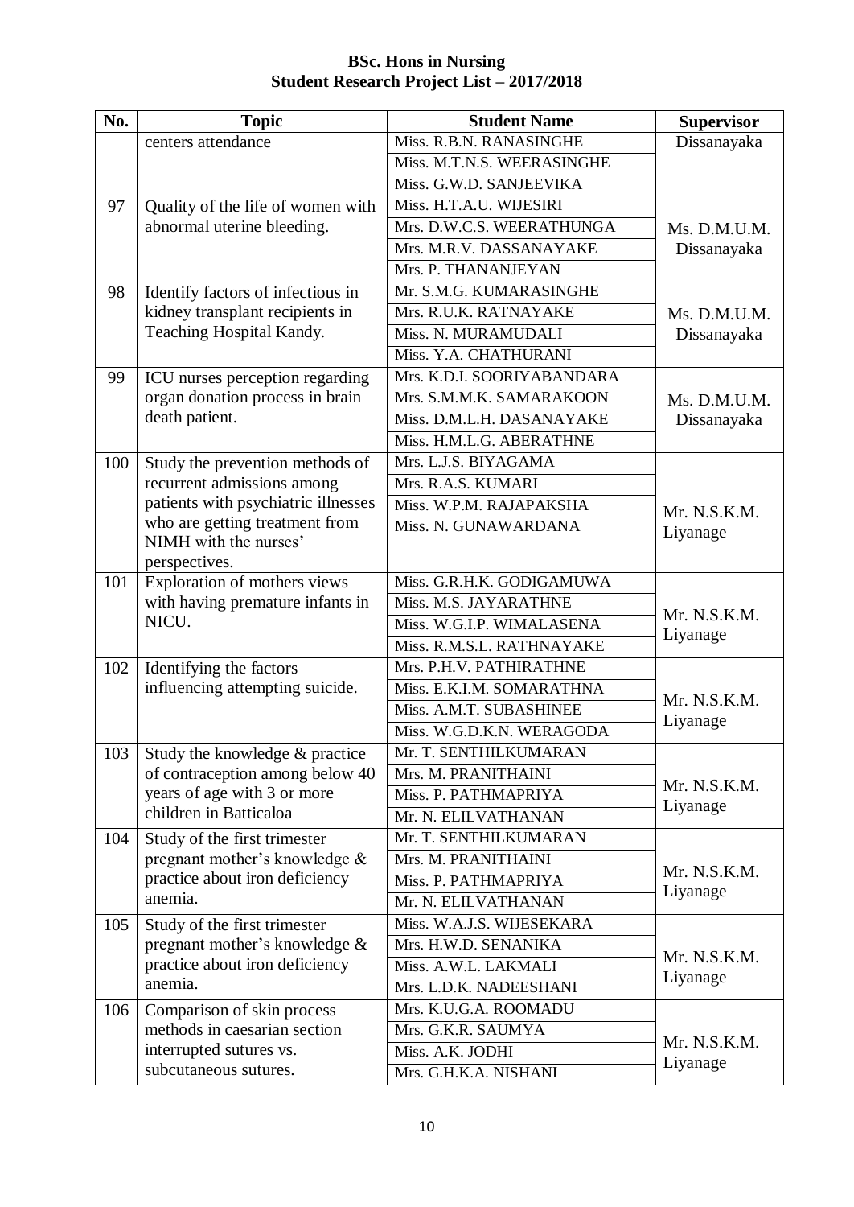**BSc. Hons in Nursing**
**Student Research Project List – 2017/2018**

| No. | Topic | Student Name | Supervisor |
|---|---|---|---|
| | centers attendance | Miss. R.B.N. RANASINGHE | Dissanayaka |
| | | Miss. M.T.N.S. WEERASINGHE | |
| | | Miss. G.W.D. SANJEEVIKA | |
| 97 | Quality of the life of women with abnormal uterine bleeding. | Miss. H.T.A.U. WIJESIRI | Ms. D.M.U.M. Dissanayaka |
| | | Mrs. D.W.C.S. WEERATHUNGA | |
| | | Mrs. M.R.V. DASSANAYAKE | |
| | | Mrs. P. THANANJEYAN | |
| 98 | Identify factors of infectious in kidney transplant recipients in Teaching Hospital Kandy. | Mr. S.M.G. KUMARASINGHE | Ms. D.M.U.M. Dissanayaka |
| | | Mrs. R.U.K. RATNAYAKE | |
| | | Miss. N. MURAMUDALI | |
| | | Miss. Y.A. CHATHURANI | |
| 99 | ICU nurses perception regarding organ donation process in brain death patient. | Mrs. K.D.I. SOORIYABANDARA | Ms. D.M.U.M. Dissanayaka |
| | | Mrs. S.M.M.K. SAMARAKOON | |
| | | Miss. D.M.L.H. DASANAYAKE | |
| | | Miss. H.M.L.G. ABERATHNE | |
| 100 | Study the prevention methods of recurrent admissions among patients with psychiatric illnesses who are getting treatment from NIMH with the nurses' perspectives. | Mrs. L.J.S. BIYAGAMA | Mr. N.S.K.M. Liyanage |
| | | Mrs. R.A.S. KUMARI | |
| | | Miss. W.P.M. RAJAPAKSHA | |
| | | Miss. N. GUNAWARDANA | |
| 101 | Exploration of mothers views with having premature infants in NICU. | Miss. G.R.H.K. GODIGAMUWA | Mr. N.S.K.M. Liyanage |
| | | Miss. M.S. JAYARATHNE | |
| | | Miss. W.G.I.P. WIMALASENA | |
| | | Miss. R.M.S.L. RATHNAYAKE | |
| 102 | Identifying the factors influencing attempting suicide. | Mrs. P.H.V. PATHIRATHNE | Mr. N.S.K.M. Liyanage |
| | | Miss. E.K.I.M. SOMARATHNA | |
| | | Miss. A.M.T. SUBASHINEE | |
| | | Miss. W.G.D.K.N. WERAGODA | |
| 103 | Study the knowledge & practice of contraception among below 40 years of age with 3 or more children in Batticaloa | Mr. T. SENTHILKUMARAN | Mr. N.S.K.M. Liyanage |
| | | Mrs. M. PRANITHAINI | |
| | | Miss. P. PATHMAPRIYA | |
| | | Mr. N. ELILVATHANAN | |
| 104 | Study of the first trimester pregnant mother's knowledge & practice about iron deficiency anemia. | Mr. T. SENTHILKUMARAN | Mr. N.S.K.M. Liyanage |
| | | Mrs. M. PRANITHAINI | |
| | | Miss. P. PATHMAPRIYA | |
| | | Mr. N. ELILVATHANAN | |
| 105 | Study of the first trimester pregnant mother's knowledge & practice about iron deficiency anemia. | Miss. W.A.J.S. WIJESEKARA | Mr. N.S.K.M. Liyanage |
| | | Mrs. H.W.D. SENANIKA | |
| | | Miss. A.W.L. LAKMALI | |
| | | Mrs. L.D.K. NADEESHANI | |
| 106 | Comparison of skin process methods in caesarian section interrupted sutures vs. subcutaneous sutures. | Mrs. K.U.G.A. ROOMADU | Mr. N.S.K.M. Liyanage |
| | | Mrs. G.K.R. SAUMYA | |
| | | Miss. A.K. JODHI | |
| | | Mrs. G.H.K.A. NISHANI | |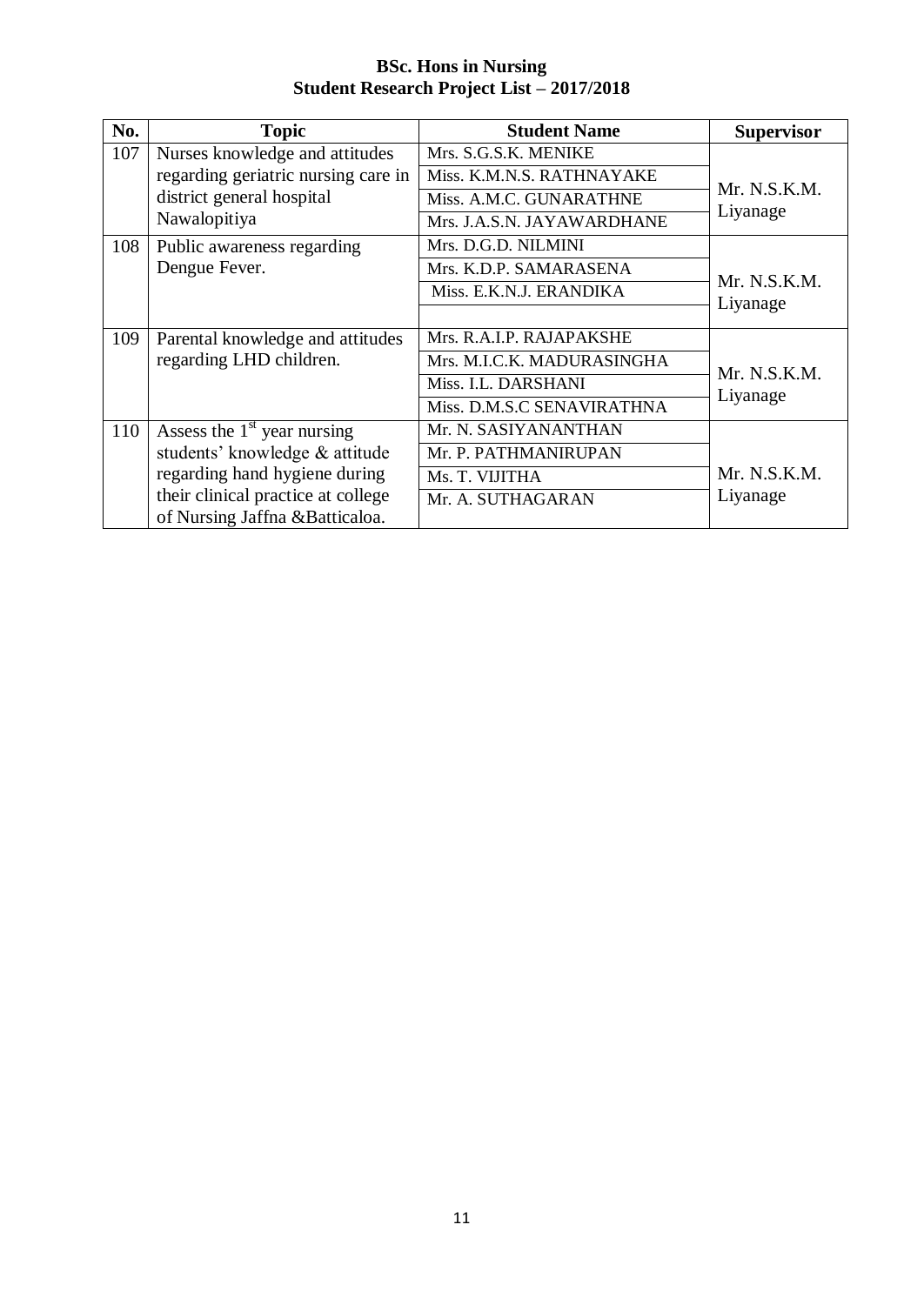**BSc. Hons in Nursing**
**Student Research Project List – 2017/2018**

| No. | Topic | Student Name | Supervisor |
|---|---|---|---|
| 107 | Nurses knowledge and attitudes regarding geriatric nursing care in district general hospital Nawalopitiya | Mrs. S.G.S.K. MENIKE | Mr. N.S.K.M. Liyanage |
| | | Miss. K.M.N.S. RATHNAYAKE | |
| | | Miss. A.M.C. GUNARATHNE | |
| | | Mrs. J.A.S.N. JAYAWARDHANE | |
| 108 | Public awareness regarding Dengue Fever. | Mrs. D.G.D. NILMINI | Mr. N.S.K.M. Liyanage |
| | | Mrs. K.D.P. SAMARASENA | |
| | | Miss. E.K.N.J. ERANDIKA | |
| | | | |
| 109 | Parental knowledge and attitudes regarding LHD children. | Mrs. R.A.I.P. RAJAPAKSHE | Mr. N.S.K.M. Liyanage |
| | | Mrs. M.I.C.K. MADURASINGHA | |
| | | Miss. I.L. DARSHANI | |
| | | Miss. D.M.S.C SENAVIRATHNA | |
| 110 | Assess the 1st year nursing students' knowledge & attitude regarding hand hygiene during their clinical practice at college of Nursing Jaffna &Batticaloa. | Mr. N. SASIYANANTHAN | Mr. N.S.K.M. Liyanage |
| | | Mr. P. PATHMANIRUPAN | |
| | | Ms. T. VIJITHA | |
| | | Mr. A. SUTHAGARAN | |